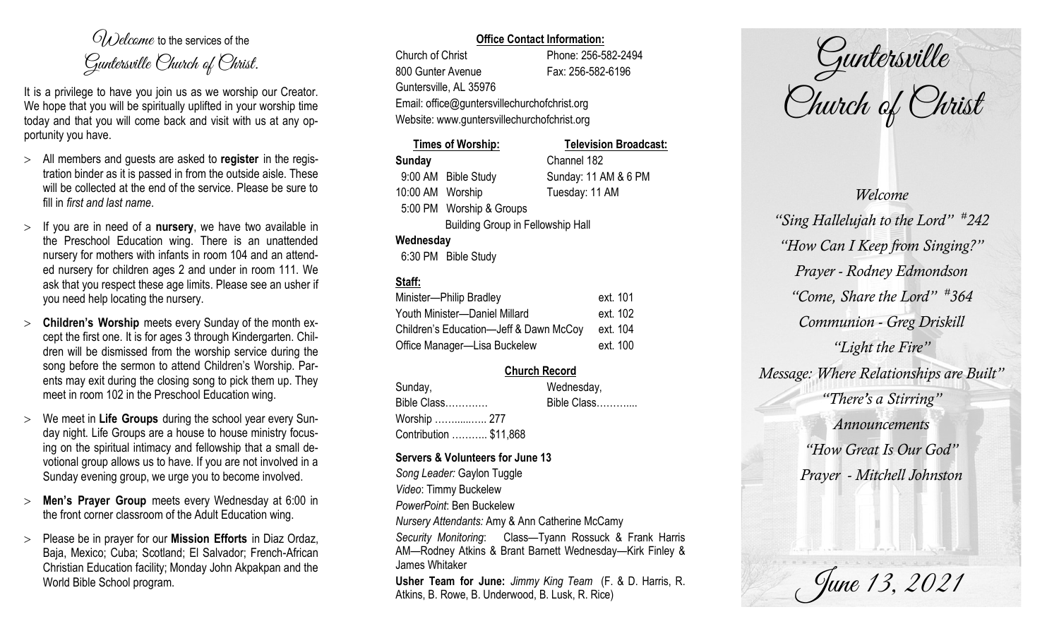*Welcome* to the services of the *Guntersville Church of Christ.*

It is a privilege to have you join us as we worship our Creator. We hope that you will be spiritually uplifted in your worship time today and that you will come back and visit with us at any opportunity you have.

- All members and guests are asked to **register** in the registration binder as it is passed in from the outside aisle. These will be collected at the end of the service. Please be sure to fill in *first and last name*.
- If you are in need of a **nursery**, we have two available in the Preschool Education wing. There is an unattended nursery for mothers with infants in room 104 and an attended nursery for children ages 2 and under in room 111. We ask that you respect these age limits. Please see an usher if you need help locating the nursery.
- **Children's Worship** meets every Sunday of the month except the first one. It is for ages 3 through Kindergarten. Children will be dismissed from the worship service during the song before the sermon to attend Children's Worship. Parents may exit during the closing song to pick them up. They meet in room 102 in the Preschool Education wing.
- We meet in **Life Groups** during the school year every Sunday night. Life Groups are a house to house ministry focusing on the spiritual intimacy and fellowship that a small devotional group allows us to have. If you are not involved in a Sunday evening group, we urge you to become involved.
- **Men's Prayer Group** meets every Wednesday at 6:00 in the front corner classroom of the Adult Education wing.
- Please be in prayer for our **Mission Efforts** in Diaz Ordaz, Baja, Mexico; Cuba; Scotland; El Salvador; French-African Christian Education facility; Monday John Akpakpan and the World Bible School program.

**Office Contact Information:**

Church of Christ — Phone: 256-582-2494
800 Gunter Avenue — Fax: 256-582-6196
Guntersville, AL 35976
Email: office@guntersvillechurchofchrist.org
Website: www.guntersvillechurchofchrist.org

| **Times of Worship:** | **Television Broadcast:** |
|---|---|
| **Sunday** | Channel 182 |
| 9:00 AM Bible Study | Sunday: 11 AM & 6 PM |
| 10:00 AM Worship | Tuesday: 11 AM |
| 5:00 PM Worship & Groups | |
| Building Group in Fellowship Hall | |
| **Wednesday** | |
| 6:30 PM Bible Study | |

**Staff:**

| | |
|---|---|
| Minister—Philip Bradley | ext. 101 |
| Youth Minister—Daniel Millard | ext. 102 |
| Children's Education—Jeff & Dawn McCoy | ext. 104 |
| Office Manager—Lisa Buckelew | ext. 100 |

**Church Record**

| Sunday, | Wednesday, |
|---|---|
| Bible Class………… | Bible Class……….... |
| Worship …….......… 277 | |
| Contribution ……….. $11,868 | |

**Servers & Volunteers for June 13**

*Song Leader:* Gaylon Tuggle
*Video*: Timmy Buckelew
*PowerPoint*: Ben Buckelew
*Nursery Attendants:* Amy & Ann Catherine McCamy
*Security Monitoring*: Class—Tyann Rossuck & Frank Harris AM—Rodney Atkins & Brant Barnett Wednesday—Kirk Finley & James Whitaker

**Usher Team for June:** *Jimmy King Team* (F. & D. Harris, R. Atkins, B. Rowe, B. Underwood, B. Lusk, R. Rice)

# Guntersville Church of Christ

*Welcome*
*"Sing Hallelujah to the Lord" #242*
*"How Can I Keep from Singing?"*
*Prayer - Rodney Edmondson*
*"Come, Share the Lord" #364*
*Communion - Greg Driskill*
*"Light the Fire"*
*Message: Where Relationships are Built"*
*"There's a Stirring"*
*Announcements*
*"How Great Is Our God"*
*Prayer - Mitchell Johnston*

*June 13, 2021*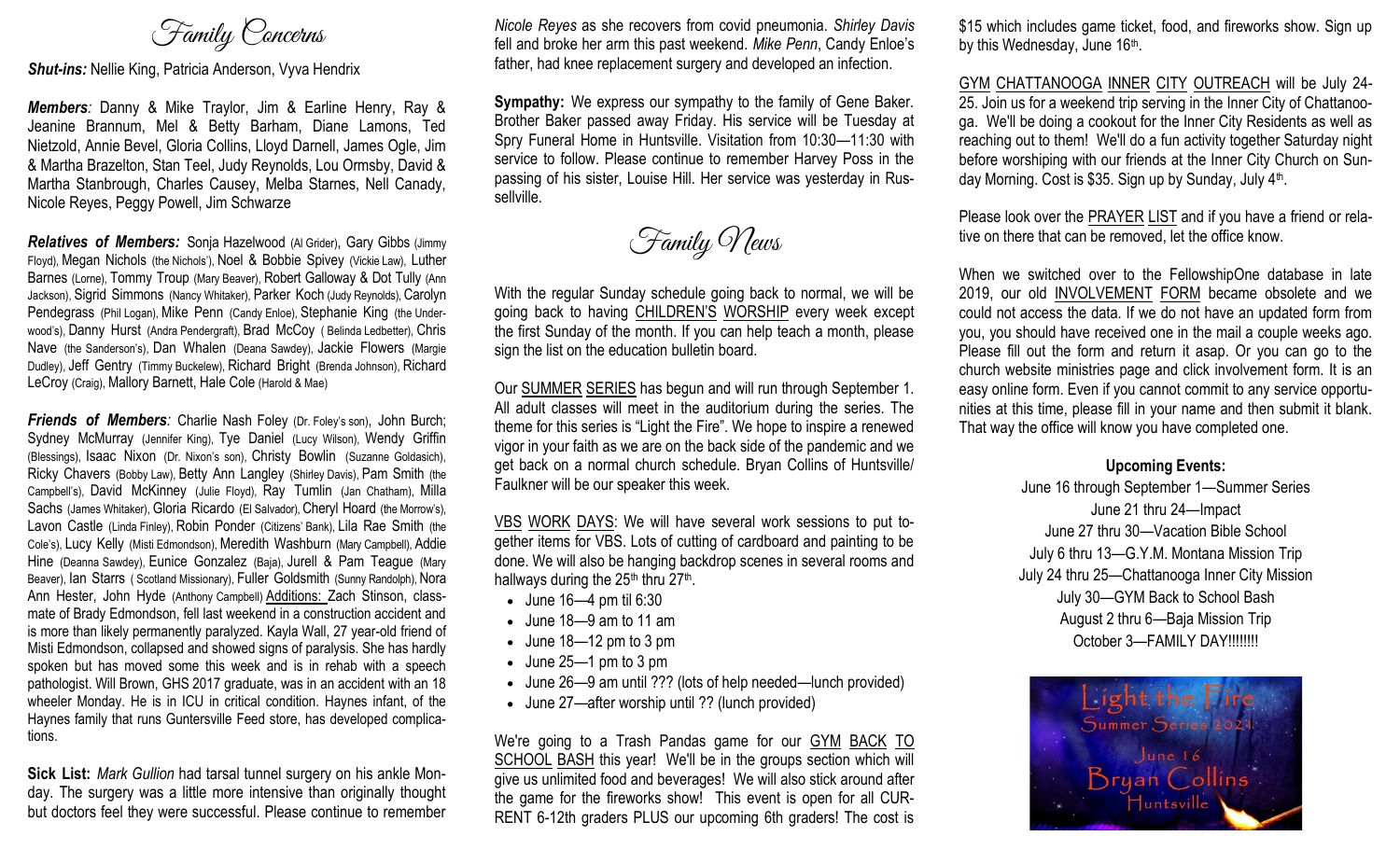# Family Concerns

***Shut-ins:*** Nellie King, Patricia Anderson, Vyva Hendrix

***Members:*** Danny & Mike Traylor, Jim & Earline Henry, Ray & Jeanine Brannum, Mel & Betty Barham, Diane Lamons, Ted Nietzold, Annie Bevel, Gloria Collins, Lloyd Darnell, James Ogle, Jim & Martha Brazelton, Stan Teel, Judy Reynolds, Lou Ormsby, David & Martha Stanbrough, Charles Causey, Melba Starnes, Nell Canady, Nicole Reyes, Peggy Powell, Jim Schwarze

***Relatives of Members:*** Sonja Hazelwood (Al Grider), Gary Gibbs (Jimmy Floyd), Megan Nichols (the Nichols'), Noel & Bobbie Spivey (Vickie Law), Luther Barnes (Lorne), Tommy Troup (Mary Beaver), Robert Galloway & Dot Tully (Ann Jackson), Sigrid Simmons (Nancy Whitaker), Parker Koch (Judy Reynolds), Carolyn Pendegrass (Phil Logan), Mike Penn (Candy Enloe), Stephanie King (the Underwood's), Danny Hurst (Andra Pendergraft), Brad McCoy ( Belinda Ledbetter), Chris Nave (the Sanderson's), Dan Whalen (Deana Sawdey), Jackie Flowers (Margie Dudley), Jeff Gentry (Timmy Buckelew), Richard Bright (Brenda Johnson), Richard LeCroy (Craig), Mallory Barnett, Hale Cole (Harold & Mae)

***Friends of Members:*** Charlie Nash Foley (Dr. Foley's son), John Burch; Sydney McMurray (Jennifer King), Tye Daniel (Lucy Wilson), Wendy Griffin (Blessings), Isaac Nixon (Dr. Nixon's son), Christy Bowlin (Suzanne Goldasich), Ricky Chavers (Bobby Law), Betty Ann Langley (Shirley Davis), Pam Smith (the Campbell's), David McKinney (Julie Floyd), Ray Tumlin (Jan Chatham), Milla Sachs (James Whitaker), Gloria Ricardo (El Salvador), Cheryl Hoard (the Morrow's), Lavon Castle (Linda Finley), Robin Ponder (Citizens' Bank), Lila Rae Smith (the Cole's), Lucy Kelly (Misti Edmondson), Meredith Washburn (Mary Campbell), Addie Hine (Deanna Sawdey), Eunice Gonzalez (Baja), Jurell & Pam Teague (Mary Beaver), Ian Starrs ( Scotland Missionary), Fuller Goldsmith (Sunny Randolph), Nora Ann Hester, John Hyde (Anthony Campbell) Additions: Zach Stinson, classmate of Brady Edmondson, fell last weekend in a construction accident and is more than likely permanently paralyzed. Kayla Wall, 27 year-old friend of Misti Edmondson, collapsed and showed signs of paralysis. She has hardly spoken but has moved some this week and is in rehab with a speech pathologist. Will Brown, GHS 2017 graduate, was in an accident with an 18 wheeler Monday. He is in ICU in critical condition. Haynes infant, of the Haynes family that runs Guntersville Feed store, has developed complications.

**Sick List:** *Mark Gullion* had tarsal tunnel surgery on his ankle Monday. The surgery was a little more intensive than originally thought but doctors feel they were successful. Please continue to remember *Nicole Reyes* as she recovers from covid pneumonia. *Shirley Davis* fell and broke her arm this past weekend. *Mike Penn*, Candy Enloe's father, had knee replacement surgery and developed an infection.

**Sympathy:** We express our sympathy to the family of Gene Baker. Brother Baker passed away Friday. His service will be Tuesday at Spry Funeral Home in Huntsville. Visitation from 10:30—11:30 with service to follow. Please continue to remember Harvey Poss in the passing of his sister, Louise Hill. Her service was yesterday in Russellville.

# Family News

With the regular Sunday schedule going back to normal, we will be going back to having CHILDREN'S WORSHIP every week except the first Sunday of the month. If you can help teach a month, please sign the list on the education bulletin board.

Our SUMMER SERIES has begun and will run through September 1. All adult classes will meet in the auditorium during the series. The theme for this series is "Light the Fire". We hope to inspire a renewed vigor in your faith as we are on the back side of the pandemic and we get back on a normal church schedule. Bryan Collins of Huntsville/ Faulkner will be our speaker this week.

VBS WORK DAYS: We will have several work sessions to put together items for VBS. Lots of cutting of cardboard and painting to be done. We will also be hanging backdrop scenes in several rooms and hallways during the 25th thru 27th.

- June 16—4 pm til 6:30
- June 18—9 am to 11 am
- June 18—12 pm to 3 pm
- June 25—1 pm to 3 pm
- June 26—9 am until ??? (lots of help needed—lunch provided)
- June 27—after worship until ?? (lunch provided)

We're going to a Trash Pandas game for our GYM BACK TO SCHOOL BASH this year! We'll be in the groups section which will give us unlimited food and beverages! We will also stick around after the game for the fireworks show! This event is open for all CURRENT 6-12th graders PLUS our upcoming 6th graders! The cost is $15 which includes game ticket, food, and fireworks show. Sign up by this Wednesday, June 16th.

GYM CHATTANOOGA INNER CITY OUTREACH will be July 24-25. Join us for a weekend trip serving in the Inner City of Chattanooga. We'll be doing a cookout for the Inner City Residents as well as reaching out to them! We'll do a fun activity together Saturday night before worshiping with our friends at the Inner City Church on Sunday Morning. Cost is $35. Sign up by Sunday, July 4th.

Please look over the PRAYER LIST and if you have a friend or relative on there that can be removed, let the office know.

When we switched over to the FellowshipOne database in late 2019, our old INVOLVEMENT FORM became obsolete and we could not access the data. If we do not have an updated form from you, you should have received one in the mail a couple weeks ago. Please fill out the form and return it asap. Or you can go to the church website ministries page and click involvement form. It is an easy online form. Even if you cannot commit to any service opportunities at this time, please fill in your name and then submit it blank. That way the office will know you have completed one.

**Upcoming Events:**

June 16 through September 1—Summer Series
June 21 thru 24—Impact
June 27 thru 30—Vacation Bible School
July 6 thru 13—G.Y.M. Montana Mission Trip
July 24 thru 25—Chattanooga Inner City Mission
July 30—GYM Back to School Bash
August 2 thru 6—Baja Mission Trip
October 3—FAMILY DAY!!!!!!!!

Light the Fire
Summer Series 2021
June 16
Bryan Collins
Huntsville